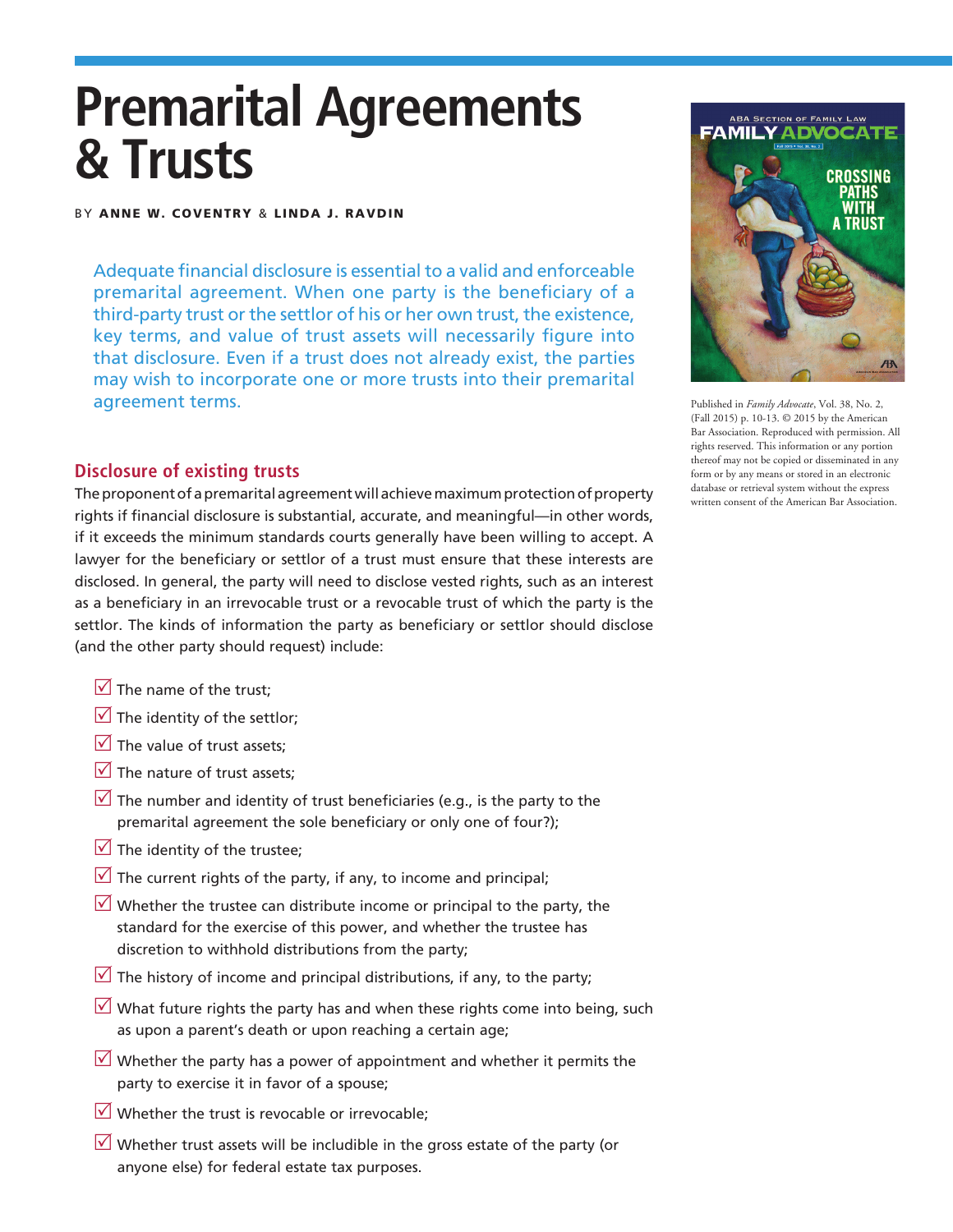# Premarital Agreements & Trusts

BY **ANNE W. COVENTRY** & **LINDA J. RAVDIN**

Adequate financial disclosure is essential to a valid and enforceable premarital agreement. When one party is the beneficiary of a third-party trust or the settlor of his or her own trust, the existence, key terms, and value of trust assets will necessarily figure into that disclosure. Even if a trust does not already exist, the parties may wish to incorporate one or more trusts into their premarital agreement terms.

Published in *Family Advocate*, Vol. 38, No. 2, (Fall 2015) p. 10-13. © 2015 by the American Bar Association. Reproduced with permission. All rights reserved. This information or any portion thereof may not be copied or disseminated in any form or by any means or stored in an electronic database or retrieval system without the express written consent of the American Bar Association.

## Disclosure of existing trusts

The proponent of a premarital agreement will achieve maximum protection of property rights if financial disclosure is substantial, accurate, and meaningful—in other words, if it exceeds the minimum standards courts generally have been willing to accept. A lawyer for the beneficiary or settlor of a trust must ensure that these interests are disclosed. In general, the party will need to disclose vested rights, such as an interest as a beneficiary in an irrevocable trust or a revocable trust of which the party is the settlor. The kinds of information the party as beneficiary or settlor should disclose (and the other party should request) include:

- The name of the trust;
- The identity of the settlor;
- The value of trust assets;
- The nature of trust assets;
- The number and identity of trust beneficiaries (e.g., is the party to the premarital agreement the sole beneficiary or only one of four?);
- The identity of the trustee;
- The current rights of the party, if any, to income and principal;
- Whether the trustee can distribute income or principal to the party, the standard for the exercise of this power, and whether the trustee has discretion to withhold distributions from the party;
- The history of income and principal distributions, if any, to the party;
- What future rights the party has and when these rights come into being, such as upon a parent's death or upon reaching a certain age;
- Whether the party has a power of appointment and whether it permits the party to exercise it in favor of a spouse;
- Whether the trust is revocable or irrevocable;
- Whether trust assets will be includible in the gross estate of the party (or anyone else) for federal estate tax purposes.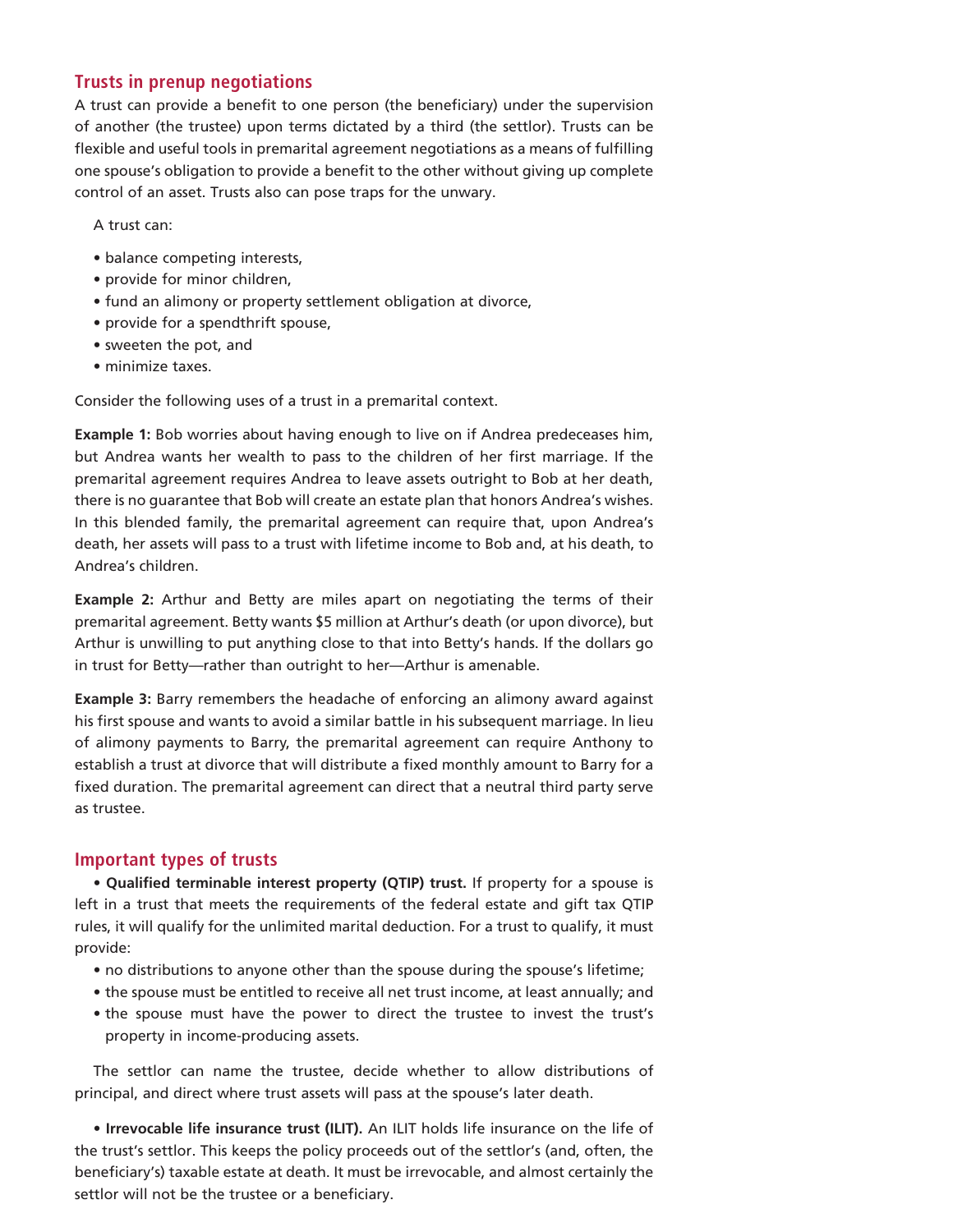## Trusts in prenup negotiations

A trust can provide a benefit to one person (the beneficiary) under the supervision of another (the trustee) upon terms dictated by a third (the settlor). Trusts can be flexible and useful tools in premarital agreement negotiations as a means of fulfilling one spouse's obligation to provide a benefit to the other without giving up complete control of an asset. Trusts also can pose traps for the unwary.

A trust can:

- balance competing interests,
- provide for minor children,
- fund an alimony or property settlement obligation at divorce,
- provide for a spendthrift spouse,
- sweeten the pot, and
- minimize taxes.

Consider the following uses of a trust in a premarital context.

**Example 1:** Bob worries about having enough to live on if Andrea predeceases him, but Andrea wants her wealth to pass to the children of her first marriage. If the premarital agreement requires Andrea to leave assets outright to Bob at her death, there is no guarantee that Bob will create an estate plan that honors Andrea's wishes. In this blended family, the premarital agreement can require that, upon Andrea's death, her assets will pass to a trust with lifetime income to Bob and, at his death, to Andrea's children.

**Example 2:** Arthur and Betty are miles apart on negotiating the terms of their premarital agreement. Betty wants $5 million at Arthur's death (or upon divorce), but Arthur is unwilling to put anything close to that into Betty's hands. If the dollars go in trust for Betty—rather than outright to her—Arthur is amenable.

**Example 3:** Barry remembers the headache of enforcing an alimony award against his first spouse and wants to avoid a similar battle in his subsequent marriage. In lieu of alimony payments to Barry, the premarital agreement can require Anthony to establish a trust at divorce that will distribute a fixed monthly amount to Barry for a fixed duration. The premarital agreement can direct that a neutral third party serve as trustee.

## Important types of trusts

- **Qualified terminable interest property (QTIP) trust.** If property for a spouse is left in a trust that meets the requirements of the federal estate and gift tax QTIP rules, it will qualify for the unlimited marital deduction. For a trust to qualify, it must provide:
  - no distributions to anyone other than the spouse during the spouse's lifetime;
  - the spouse must be entitled to receive all net trust income, at least annually; and
  - the spouse must have the power to direct the trustee to invest the trust's property in income-producing assets.

The settlor can name the trustee, decide whether to allow distributions of principal, and direct where trust assets will pass at the spouse's later death.

- **Irrevocable life insurance trust (ILIT).** An ILIT holds life insurance on the life of the trust's settlor. This keeps the policy proceeds out of the settlor's (and, often, the beneficiary's) taxable estate at death. It must be irrevocable, and almost certainly the settlor will not be the trustee or a beneficiary.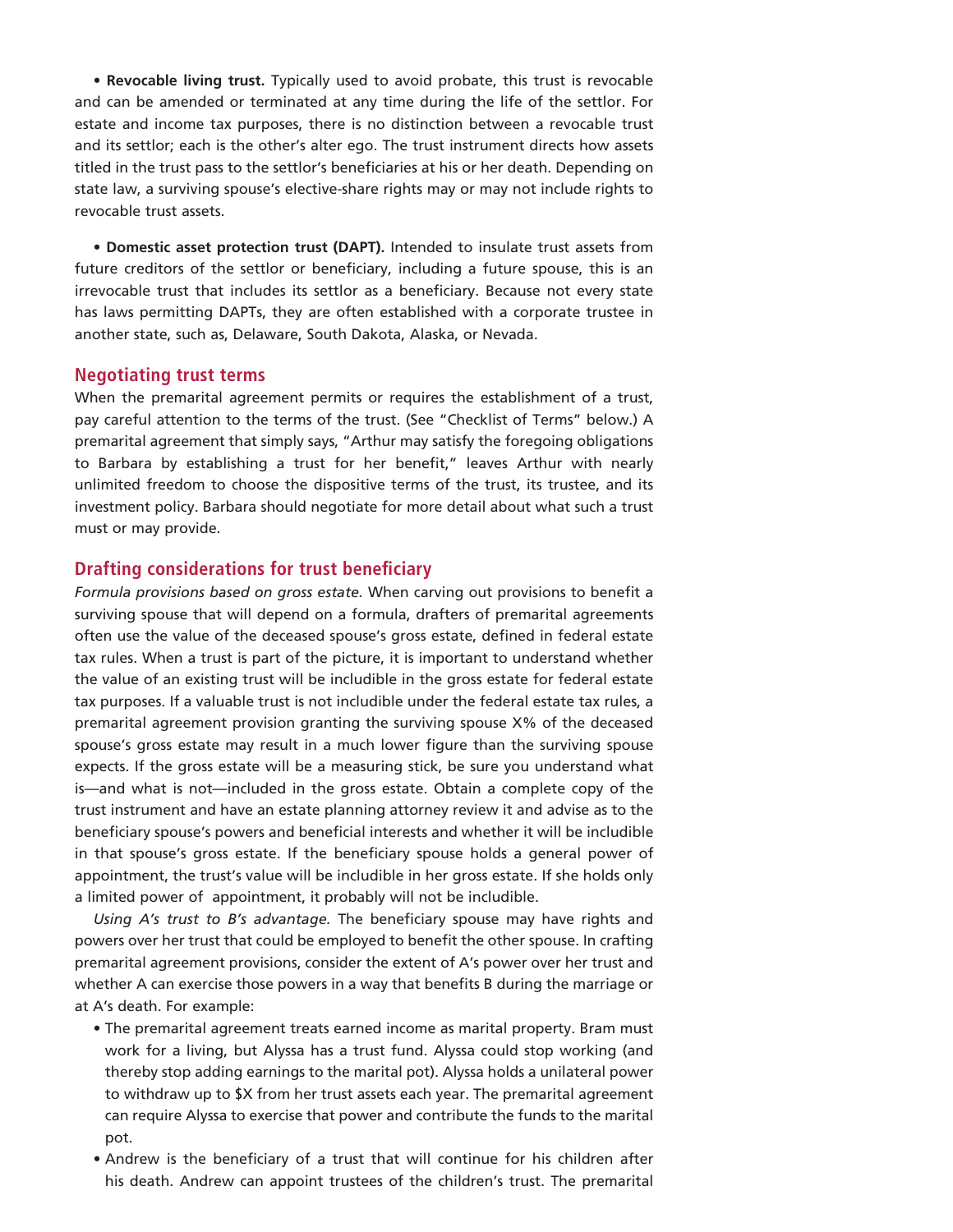- **Revocable living trust.** Typically used to avoid probate, this trust is revocable and can be amended or terminated at any time during the life of the settlor. For estate and income tax purposes, there is no distinction between a revocable trust and its settlor; each is the other's alter ego. The trust instrument directs how assets titled in the trust pass to the settlor's beneficiaries at his or her death. Depending on state law, a surviving spouse's elective-share rights may or may not include rights to revocable trust assets.

- **Domestic asset protection trust (DAPT).** Intended to insulate trust assets from future creditors of the settlor or beneficiary, including a future spouse, this is an irrevocable trust that includes its settlor as a beneficiary. Because not every state has laws permitting DAPTs, they are often established with a corporate trustee in another state, such as, Delaware, South Dakota, Alaska, or Nevada.

## Negotiating trust terms

When the premarital agreement permits or requires the establishment of a trust, pay careful attention to the terms of the trust. (See "Checklist of Terms" below.) A premarital agreement that simply says, "Arthur may satisfy the foregoing obligations to Barbara by establishing a trust for her benefit," leaves Arthur with nearly unlimited freedom to choose the dispositive terms of the trust, its trustee, and its investment policy. Barbara should negotiate for more detail about what such a trust must or may provide.

## Drafting considerations for trust beneficiary

*Formula provisions based on gross estate.* When carving out provisions to benefit a surviving spouse that will depend on a formula, drafters of premarital agreements often use the value of the deceased spouse's gross estate, defined in federal estate tax rules. When a trust is part of the picture, it is important to understand whether the value of an existing trust will be includible in the gross estate for federal estate tax purposes. If a valuable trust is not includible under the federal estate tax rules, a premarital agreement provision granting the surviving spouse X% of the deceased spouse's gross estate may result in a much lower figure than the surviving spouse expects. If the gross estate will be a measuring stick, be sure you understand what is—and what is not—included in the gross estate. Obtain a complete copy of the trust instrument and have an estate planning attorney review it and advise as to the beneficiary spouse's powers and beneficial interests and whether it will be includible in that spouse's gross estate. If the beneficiary spouse holds a general power of appointment, the trust's value will be includible in her gross estate. If she holds only a limited power of appointment, it probably will not be includible.

*Using A's trust to B's advantage.* The beneficiary spouse may have rights and powers over her trust that could be employed to benefit the other spouse. In crafting premarital agreement provisions, consider the extent of A's power over her trust and whether A can exercise those powers in a way that benefits B during the marriage or at A's death. For example:

- The premarital agreement treats earned income as marital property. Bram must work for a living, but Alyssa has a trust fund. Alyssa could stop working (and thereby stop adding earnings to the marital pot). Alyssa holds a unilateral power to withdraw up to $X from her trust assets each year. The premarital agreement can require Alyssa to exercise that power and contribute the funds to the marital pot.
- Andrew is the beneficiary of a trust that will continue for his children after his death. Andrew can appoint trustees of the children's trust. The premarital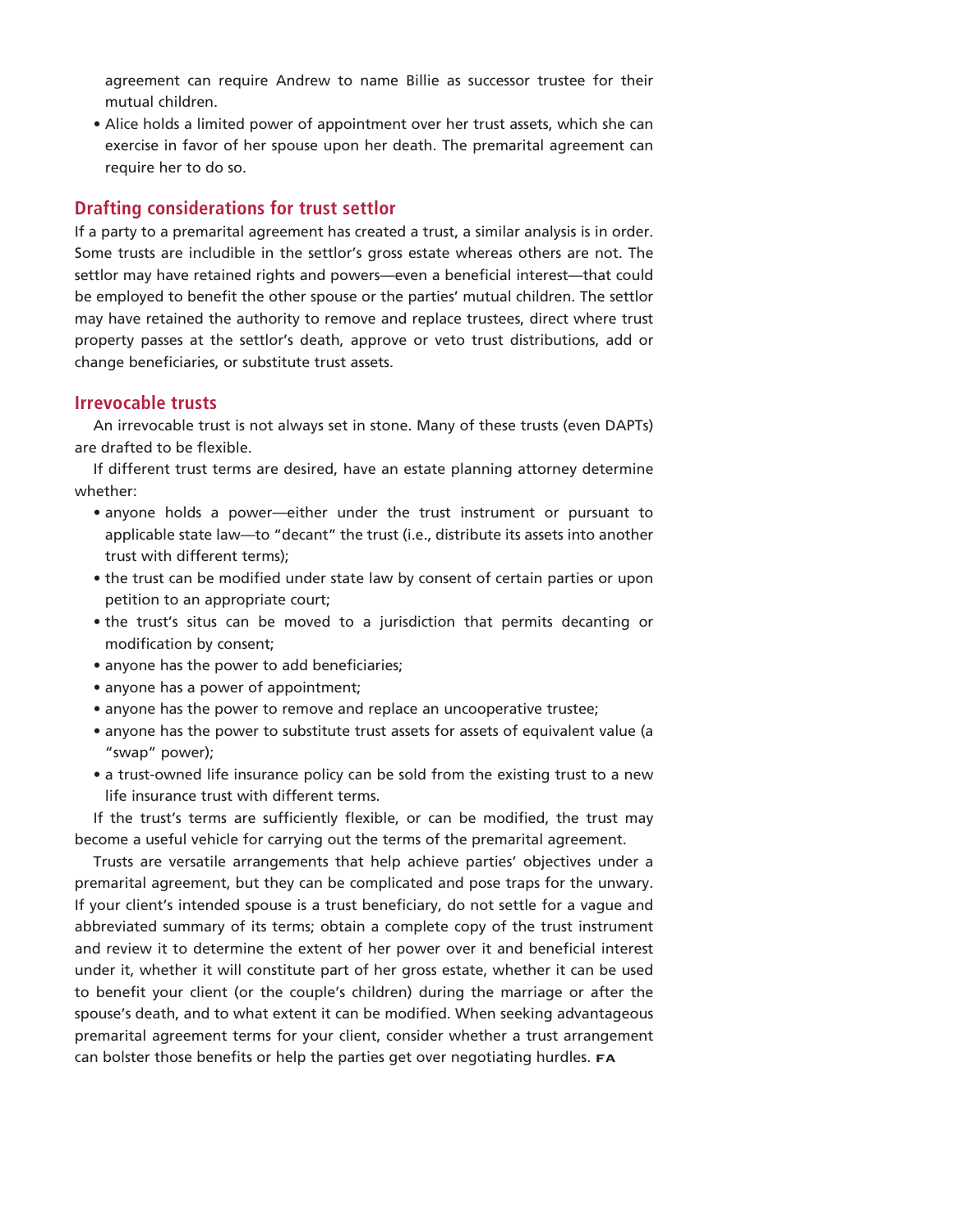agreement can require Andrew to name Billie as successor trustee for their mutual children.

- Alice holds a limited power of appointment over her trust assets, which she can exercise in favor of her spouse upon her death. The premarital agreement can require her to do so.

## Drafting considerations for trust settlor

If a party to a premarital agreement has created a trust, a similar analysis is in order. Some trusts are includible in the settlor's gross estate whereas others are not. The settlor may have retained rights and powers—even a beneficial interest—that could be employed to benefit the other spouse or the parties' mutual children. The settlor may have retained the authority to remove and replace trustees, direct where trust property passes at the settlor's death, approve or veto trust distributions, add or change beneficiaries, or substitute trust assets.

## Irrevocable trusts

An irrevocable trust is not always set in stone. Many of these trusts (even DAPTs) are drafted to be flexible.

If different trust terms are desired, have an estate planning attorney determine whether:

- anyone holds a power—either under the trust instrument or pursuant to applicable state law—to "decant" the trust (i.e., distribute its assets into another trust with different terms);
- the trust can be modified under state law by consent of certain parties or upon petition to an appropriate court;
- the trust's situs can be moved to a jurisdiction that permits decanting or modification by consent;
- anyone has the power to add beneficiaries;
- anyone has a power of appointment;
- anyone has the power to remove and replace an uncooperative trustee;
- anyone has the power to substitute trust assets for assets of equivalent value (a "swap" power);
- a trust-owned life insurance policy can be sold from the existing trust to a new life insurance trust with different terms.

If the trust's terms are sufficiently flexible, or can be modified, the trust may become a useful vehicle for carrying out the terms of the premarital agreement.

Trusts are versatile arrangements that help achieve parties' objectives under a premarital agreement, but they can be complicated and pose traps for the unwary. If your client's intended spouse is a trust beneficiary, do not settle for a vague and abbreviated summary of its terms; obtain a complete copy of the trust instrument and review it to determine the extent of her power over it and beneficial interest under it, whether it will constitute part of her gross estate, whether it can be used to benefit your client (or the couple's children) during the marriage or after the spouse's death, and to what extent it can be modified. When seeking advantageous premarital agreement terms for your client, consider whether a trust arrangement can bolster those benefits or help the parties get over negotiating hurdles. FA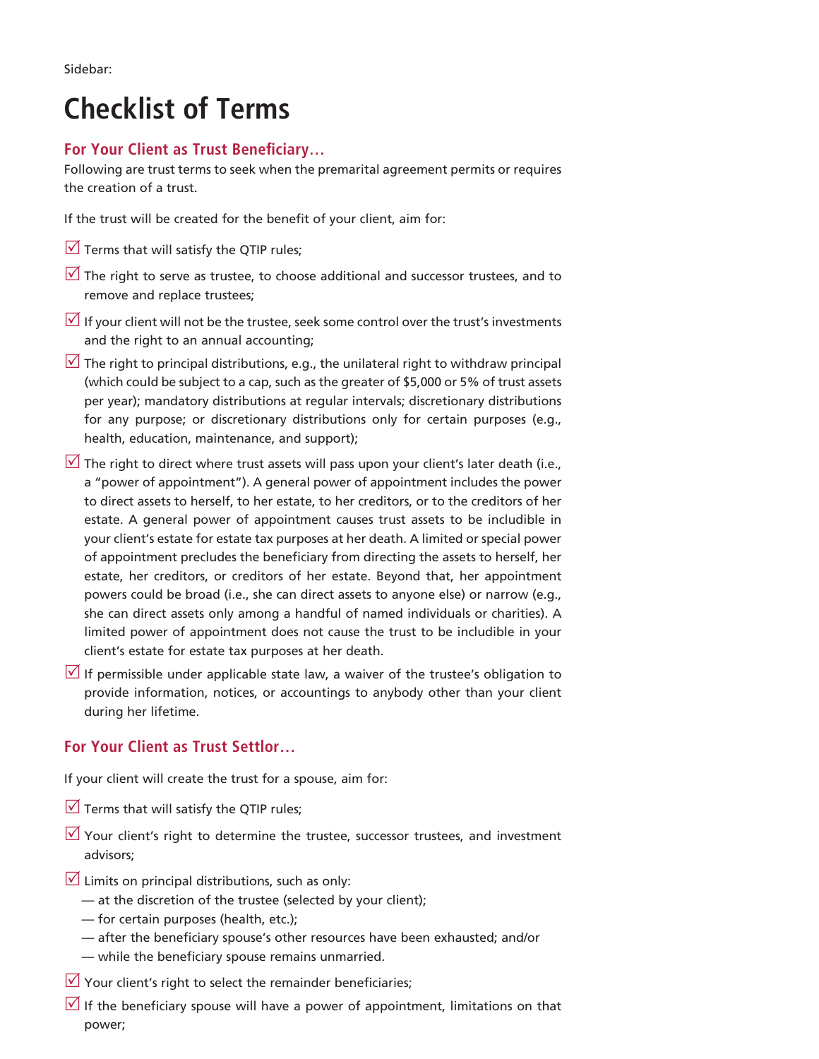Sidebar:

# Checklist of Terms

### For Your Client as Trust Beneficiary…

Following are trust terms to seek when the premarital agreement permits or requires the creation of a trust.

If the trust will be created for the benefit of your client, aim for:

- ☑ Terms that will satisfy the QTIP rules;
- ☑ The right to serve as trustee, to choose additional and successor trustees, and to remove and replace trustees;
- ☑ If your client will not be the trustee, seek some control over the trust's investments and the right to an annual accounting;
- ☑ The right to principal distributions, e.g., the unilateral right to withdraw principal (which could be subject to a cap, such as the greater of $5,000 or 5% of trust assets per year); mandatory distributions at regular intervals; discretionary distributions for any purpose; or discretionary distributions only for certain purposes (e.g., health, education, maintenance, and support);
- ☑ The right to direct where trust assets will pass upon your client's later death (i.e., a "power of appointment"). A general power of appointment includes the power to direct assets to herself, to her estate, to her creditors, or to the creditors of her estate. A general power of appointment causes trust assets to be includible in your client's estate for estate tax purposes at her death. A limited or special power of appointment precludes the beneficiary from directing the assets to herself, her estate, her creditors, or creditors of her estate. Beyond that, her appointment powers could be broad (i.e., she can direct assets to anyone else) or narrow (e.g., she can direct assets only among a handful of named individuals or charities). A limited power of appointment does not cause the trust to be includible in your client's estate for estate tax purposes at her death.
- ☑ If permissible under applicable state law, a waiver of the trustee's obligation to provide information, notices, or accountings to anybody other than your client during her lifetime.

### For Your Client as Trust Settlor…

If your client will create the trust for a spouse, aim for:

- ☑ Terms that will satisfy the QTIP rules;
- ☑ Your client's right to determine the trustee, successor trustees, and investment advisors;
- ☑ Limits on principal distributions, such as only:
  - — at the discretion of the trustee (selected by your client);
  - — for certain purposes (health, etc.);
  - — after the beneficiary spouse's other resources have been exhausted; and/or
  - — while the beneficiary spouse remains unmarried.
- ☑ Your client's right to select the remainder beneficiaries;
- ☑ If the beneficiary spouse will have a power of appointment, limitations on that power;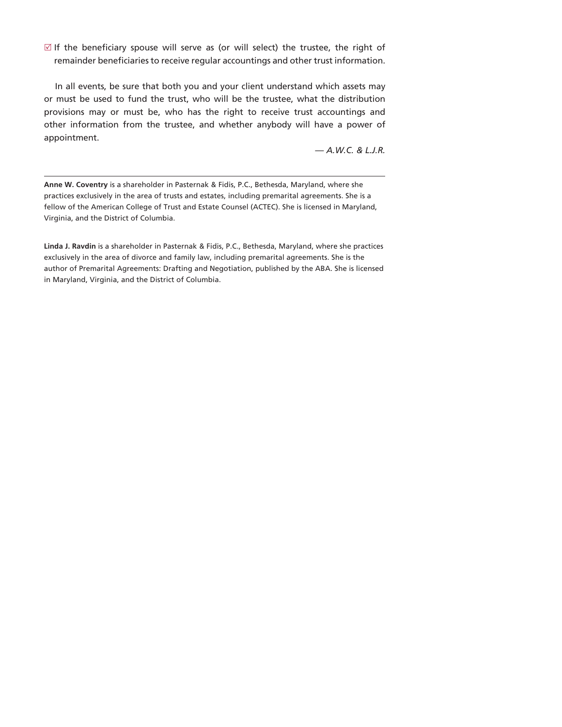☑ If the beneficiary spouse will serve as (or will select) the trustee, the right of remainder beneficiaries to receive regular accountings and other trust information.

In all events, be sure that both you and your client understand which assets may or must be used to fund the trust, who will be the trustee, what the distribution provisions may or must be, who has the right to receive trust accountings and other information from the trustee, and whether anybody will have a power of appointment.

*— A.W.C. & L.J.R.*

---

**Anne W. Coventry** is a shareholder in Pasternak & Fidis, P.C., Bethesda, Maryland, where she practices exclusively in the area of trusts and estates, including premarital agreements. She is a fellow of the American College of Trust and Estate Counsel (ACTEC). She is licensed in Maryland, Virginia, and the District of Columbia.

**Linda J. Ravdin** is a shareholder in Pasternak & Fidis, P.C., Bethesda, Maryland, where she practices exclusively in the area of divorce and family law, including premarital agreements. She is the author of Premarital Agreements: Drafting and Negotiation, published by the ABA. She is licensed in Maryland, Virginia, and the District of Columbia.